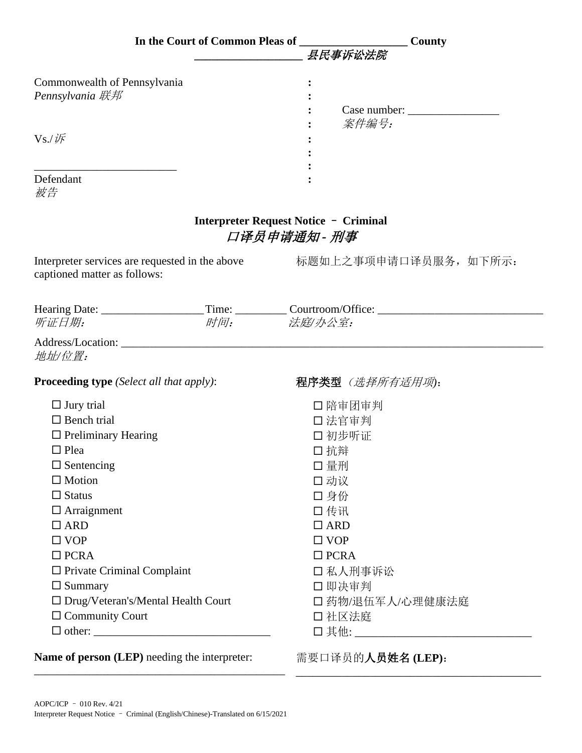**In the Court of Common Pleas of \_\_\_\_\_\_\_\_\_\_\_\_\_\_\_\_\_\_\_ County**
**\_\_\_\_\_\_\_\_\_\_\_\_\_\_\_\_\_\_\_ *县民事诉讼法院***

| | | |
|---|---|---|
| Commonwealth of Pennsylvania<br>*Pennsylvania 联邦* | : | |
| | : | Case number: \_\_\_\_\_\_\_\_\_\_\_\_\_\_\_\_<br>*案件编号：* |
| Vs./*诉* | : | |
| \_\_\_\_\_\_\_\_\_\_\_\_\_\_\_\_\_\_\_\_\_\_\_\_\_ | : | |
| Defendant<br>*被告* | : | |

## Interpreter Request Notice – Criminal
## *口译员申请通知 - 刑事*

Interpreter services are requested in the above captioned matter as follows:

标题如上之事项申请口译员服务，如下所示：

Hearing Date: \_\_\_\_\_\_\_\_\_\_\_\_\_\_\_\_\_\_ Time: \_\_\_\_\_\_\_\_\_ Courtroom/Office: \_\_\_\_\_\_\_\_\_\_\_\_\_\_\_\_\_\_\_\_\_\_\_\_\_\_\_\_\_
*听证日期：* *时间：* *法庭/办公室：*

Address/Location: \_\_\_\_\_\_\_\_\_\_\_\_\_\_\_\_\_\_\_\_\_\_\_\_\_\_\_\_\_\_\_\_\_\_\_\_\_\_\_\_\_\_\_\_\_\_\_\_\_\_\_\_\_\_\_\_\_\_\_\_\_\_\_\_\_\_\_\_\_\_\_\_\_\_\_
*地址/位置：*

**Proceeding type** *(Select all that apply)*:

- ☐ Jury trial
- ☐ Bench trial
- ☐ Preliminary Hearing
- ☐ Plea
- ☐ Sentencing
- ☐ Motion
- ☐ Status
- ☐ Arraignment
- ☐ ARD
- ☐ VOP
- ☐ PCRA
- ☐ Private Criminal Complaint
- ☐ Summary
- ☐ Drug/Veteran's/Mental Health Court
- ☐ Community Court
- ☐ other: \_\_\_\_\_\_\_\_\_\_\_\_\_\_\_\_\_\_\_\_\_\_\_\_\_\_\_\_\_\_\_

**程序类型** *（选择所有适用项）*：

- ☐ 陪审团审判
- ☐ 法官审判
- ☐ 初步听证
- ☐ 抗辩
- ☐ 量刑
- ☐ 动议
- ☐ 身份
- ☐ 传讯
- ☐ ARD
- ☐ VOP
- ☐ PCRA
- ☐ 私人刑事诉讼
- ☐ 即决审判
- ☐ 药物/退伍军人/心理健康法庭
- ☐ 社区法庭
- ☐ 其他: \_\_\_\_\_\_\_\_\_\_\_\_\_\_\_\_\_\_\_\_\_\_\_\_\_\_\_\_\_\_\_

**Name of person (LEP)** needing the interpreter:
\_\_\_\_\_\_\_\_\_\_\_\_\_\_\_\_\_\_\_\_\_\_\_\_\_\_\_\_\_\_\_\_\_\_\_\_\_\_\_\_\_\_\_\_\_

需要口译员的**人员姓名 (LEP)**：
\_\_\_\_\_\_\_\_\_\_\_\_\_\_\_\_\_\_\_\_\_\_\_\_\_\_\_\_\_\_\_\_\_\_\_\_\_\_\_\_\_\_\_\_\_

AOPC/ICP – 010 Rev. 4/21
Interpreter Request Notice – Criminal (English/Chinese)-Translated on 6/15/2021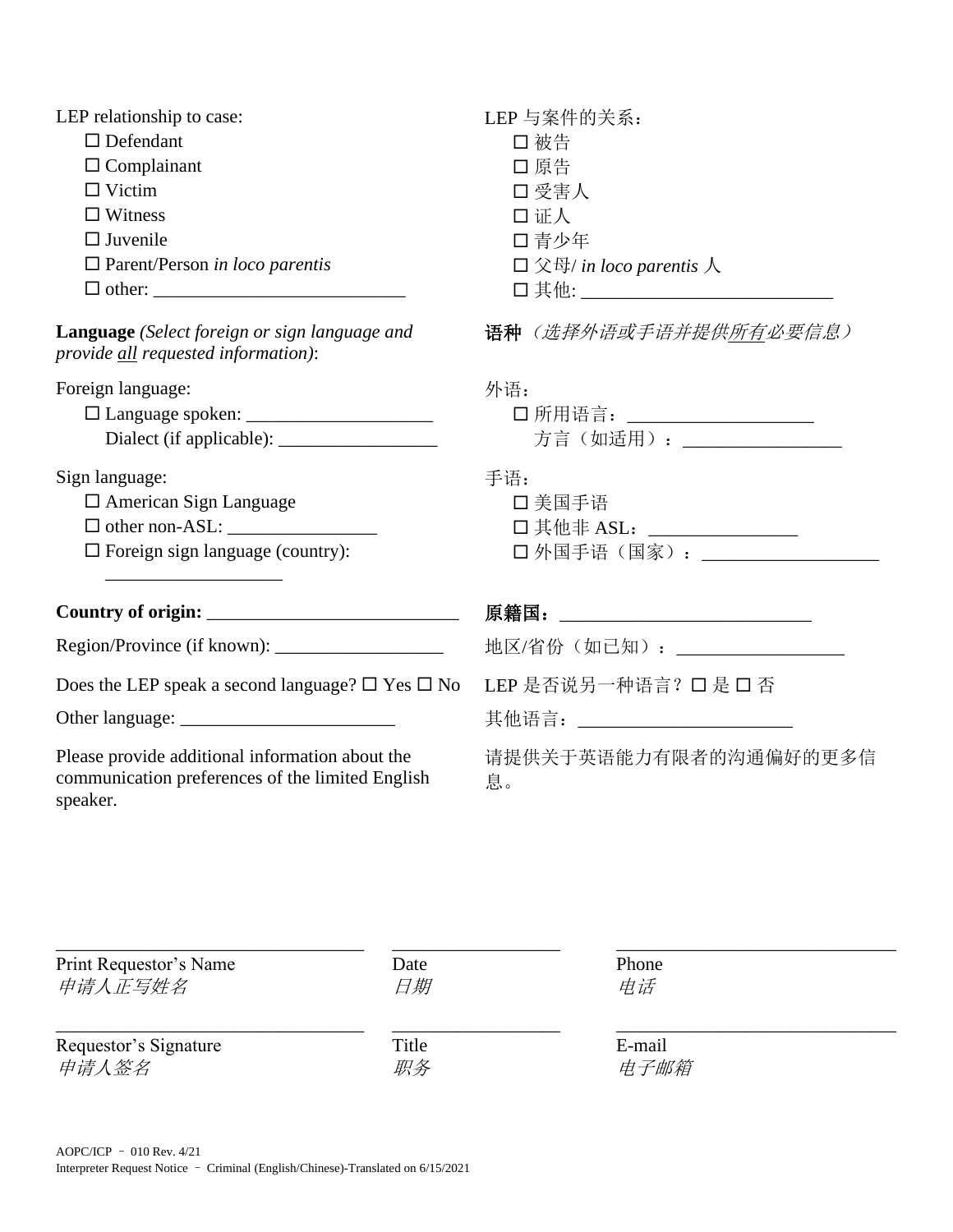LEP relationship to case:

- ☐ Defendant
- ☐ Complainant
- ☐ Victim
- ☐ Witness
- ☐ Juvenile
- ☐ Parent/Person *in loco parentis*
- ☐ other: ___________________________

LEP 与案件的关系：

- ☐ 被告
- ☐ 原告
- ☐ 受害人
- ☐ 证人
- ☐ 青少年
- ☐ 父母/ *in loco parentis* 人
- ☐ 其他: ___________________________

**Language** *(Select foreign or sign language and provide* ***all*** *requested information)*:

**语种** *（选择外语或手语并提供所有必要信息）*

Foreign language:

- ☐ Language spoken: ____________________
  Dialect (if applicable): _________________

外语：

- ☐ 所用语言：____________________
  方言（如适用）：_________________

Sign language:

- ☐ American Sign Language
- ☐ other non-ASL: ________________
- ☐ Foreign sign language (country): ___________________

手语：

- ☐ 美国手语
- ☐ 其他非 ASL：________________
- ☐ 外国手语（国家）：___________________

**Country of origin:** ___________________________

**原籍国：**___________________________

Region/Province (if known): __________________

地区/省份（如已知）：__________________

Does the LEP speak a second language? ☐ Yes ☐ No

LEP 是否说另一种语言？☐ 是 ☐ 否

Other language: _______________________

其他语言：_______________________

Please provide additional information about the communication preferences of the limited English speaker.

请提供关于英语能力有限者的沟通偏好的更多信息。

| | | |
|---|---|---|
| ___________________________________ | __________________ | ______________________________ |
| Print Requestor's Name *申请人正写姓名* | Date *日期* | Phone *电话* |
| ___________________________________ | __________________ | ______________________________ |
| Requestor's Signature *申请人签名* | Title *职务* | E-mail *电子邮箱* |

AOPC/ICP – 010 Rev. 4/21
Interpreter Request Notice – Criminal (English/Chinese)-Translated on 6/15/2021